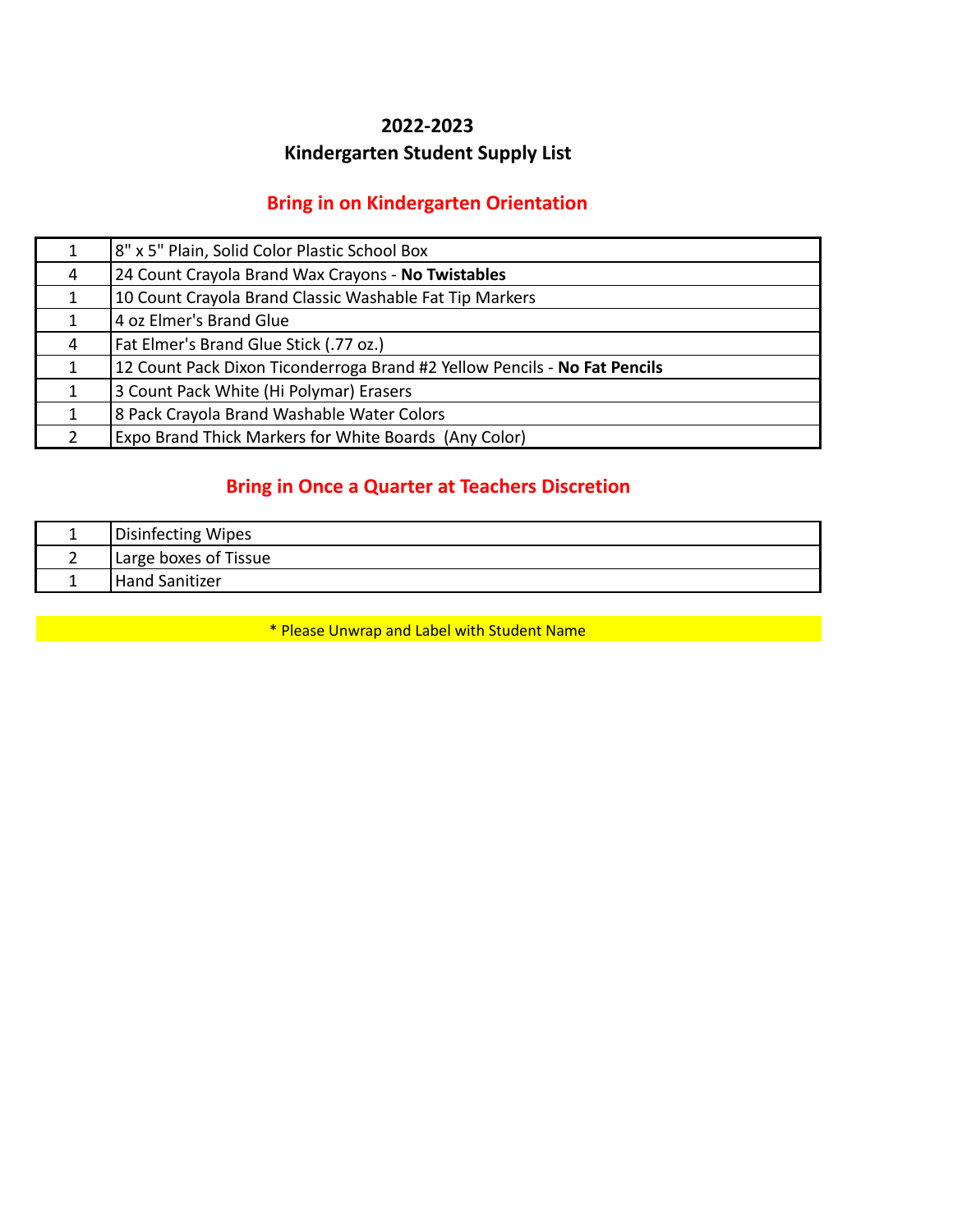# 2022-2023
# Kindergarten Student Supply List

## Bring in on Kindergarten Orientation

| Qty | Item |
|---|---|
| 1 | 8" x 5" Plain, Solid Color Plastic School Box |
| 4 | 24 Count Crayola Brand Wax Crayons - **No Twistables** |
| 1 | 10 Count Crayola Brand Classic Washable Fat Tip Markers |
| 1 | 4 oz Elmer's Brand Glue |
| 4 | Fat Elmer's Brand Glue Stick (.77 oz.) |
| 1 | 12 Count Pack Dixon Ticonderroga Brand #2 Yellow Pencils - **No Fat Pencils** |
| 1 | 3 Count Pack White (Hi Polymar) Erasers |
| 1 | 8 Pack Crayola Brand Washable Water Colors |
| 2 | Expo Brand Thick Markers for White Boards (Any Color) |

## Bring in Once a Quarter at Teachers Discretion

| Qty | Item |
|---|---|
| 1 | Disinfecting Wipes |
| 2 | Large boxes of Tissue |
| 1 | Hand Sanitizer |

* Please Unwrap and Label with Student Name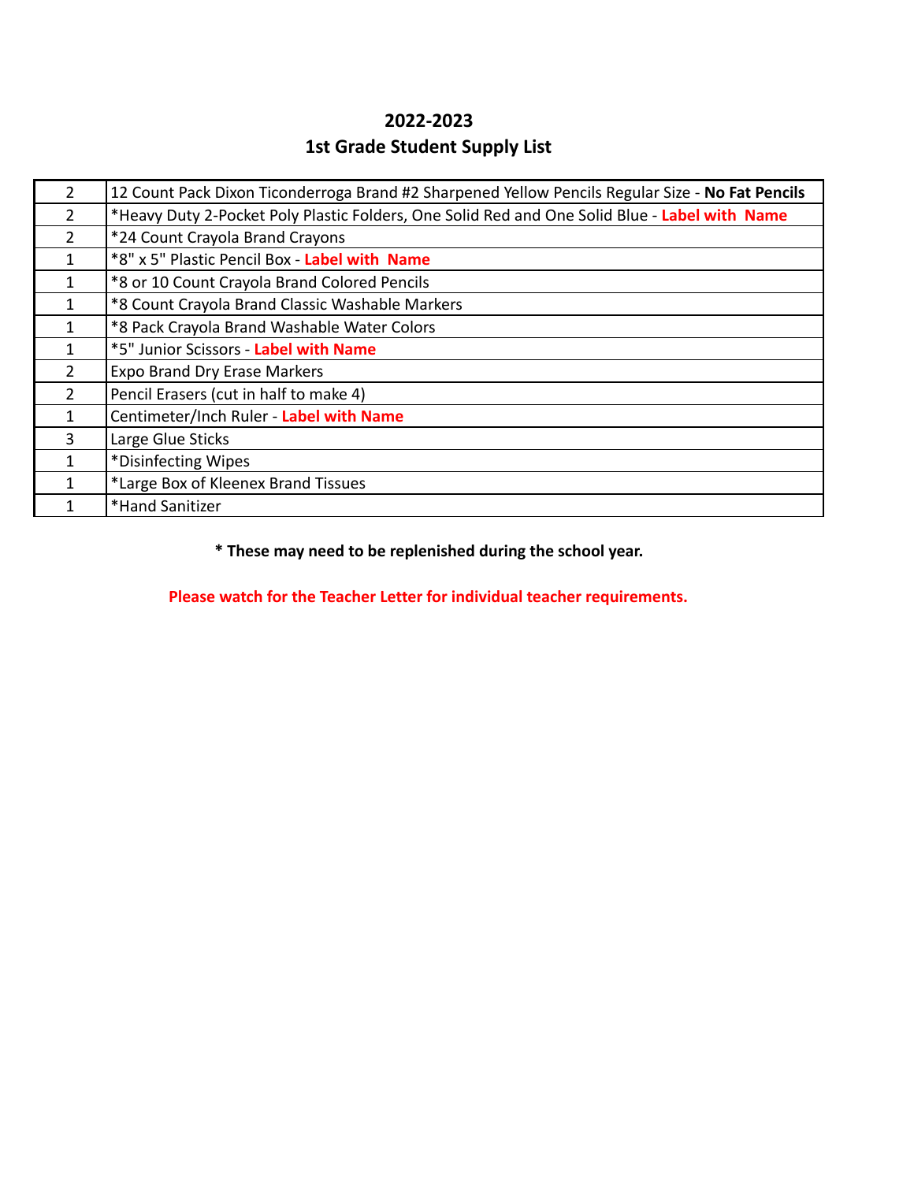## 2022-2023
## 1st Grade Student Supply List

| | |
|---|---|
| 2 | 12 Count Pack Dixon Ticonderroga Brand #2 Sharpened Yellow Pencils Regular Size - **No Fat Pencils** |
| 2 | *Heavy Duty 2-Pocket Poly Plastic Folders, One Solid Red and One Solid Blue - **Label with Name** |
| 2 | *24 Count Crayola Brand Crayons |
| 1 | *8" x 5" Plastic Pencil Box - **Label with Name** |
| 1 | *8 or 10 Count Crayola Brand Colored Pencils |
| 1 | *8 Count Crayola Brand Classic Washable Markers |
| 1 | *8 Pack Crayola Brand Washable Water Colors |
| 1 | *5" Junior Scissors - **Label with Name** |
| 2 | Expo Brand Dry Erase Markers |
| 2 | Pencil Erasers (cut in half to make 4) |
| 1 | Centimeter/Inch Ruler - **Label with Name** |
| 3 | Large Glue Sticks |
| 1 | *Disinfecting Wipes |
| 1 | *Large Box of Kleenex Brand Tissues |
| 1 | *Hand Sanitizer |

**\* These may need to be replenished during the school year.**

**Please watch for the Teacher Letter for individual teacher requirements.**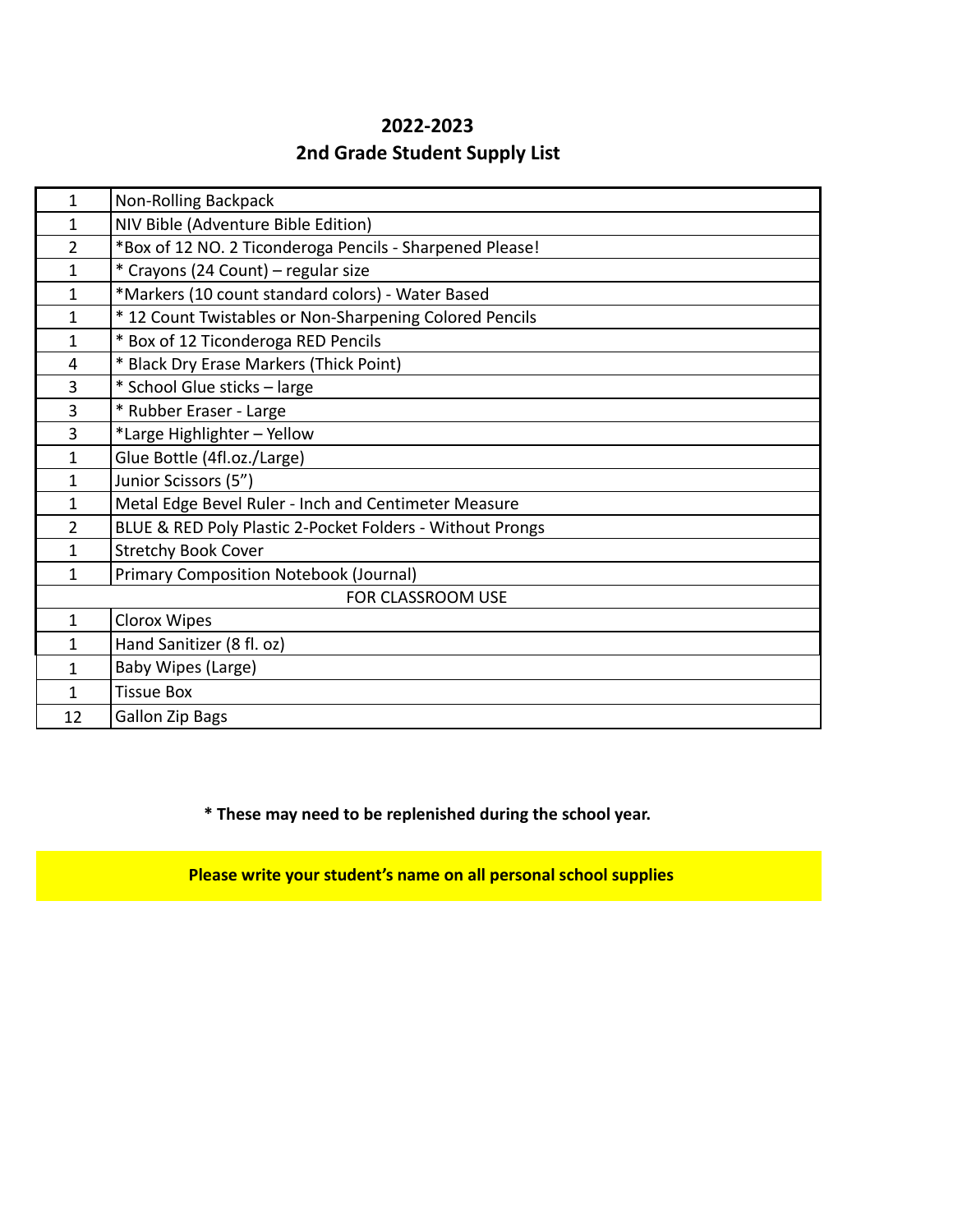# 2022-2023

## 2nd Grade Student Supply List

| Qty | Item |
|---|---|
| 1 | Non-Rolling Backpack |
| 1 | NIV Bible (Adventure Bible Edition) |
| 2 | *Box of 12 NO. 2 Ticonderoga Pencils - Sharpened Please! |
| 1 | * Crayons (24 Count) – regular size |
| 1 | *Markers (10 count standard colors) - Water Based |
| 1 | * 12 Count Twistables or Non-Sharpening Colored Pencils |
| 1 | * Box of 12 Ticonderoga RED Pencils |
| 4 | * Black Dry Erase Markers (Thick Point) |
| 3 | * School Glue sticks – large |
| 3 | * Rubber Eraser - Large |
| 3 | *Large Highlighter – Yellow |
| 1 | Glue Bottle (4fl.oz./Large) |
| 1 | Junior Scissors (5") |
| 1 | Metal Edge Bevel Ruler - Inch and Centimeter Measure |
| 2 | BLUE & RED Poly Plastic 2-Pocket Folders - Without Prongs |
| 1 | Stretchy Book Cover |
| 1 | Primary Composition Notebook (Journal) |
| | FOR CLASSROOM USE |
| 1 | Clorox Wipes |
| 1 | Hand Sanitizer (8 fl. oz) |
| 1 | Baby Wipes (Large) |
| 1 | Tissue Box |
| 12 | Gallon Zip Bags |

**\* These may need to be replenished during the school year.**

**Please write your student's name on all personal school supplies**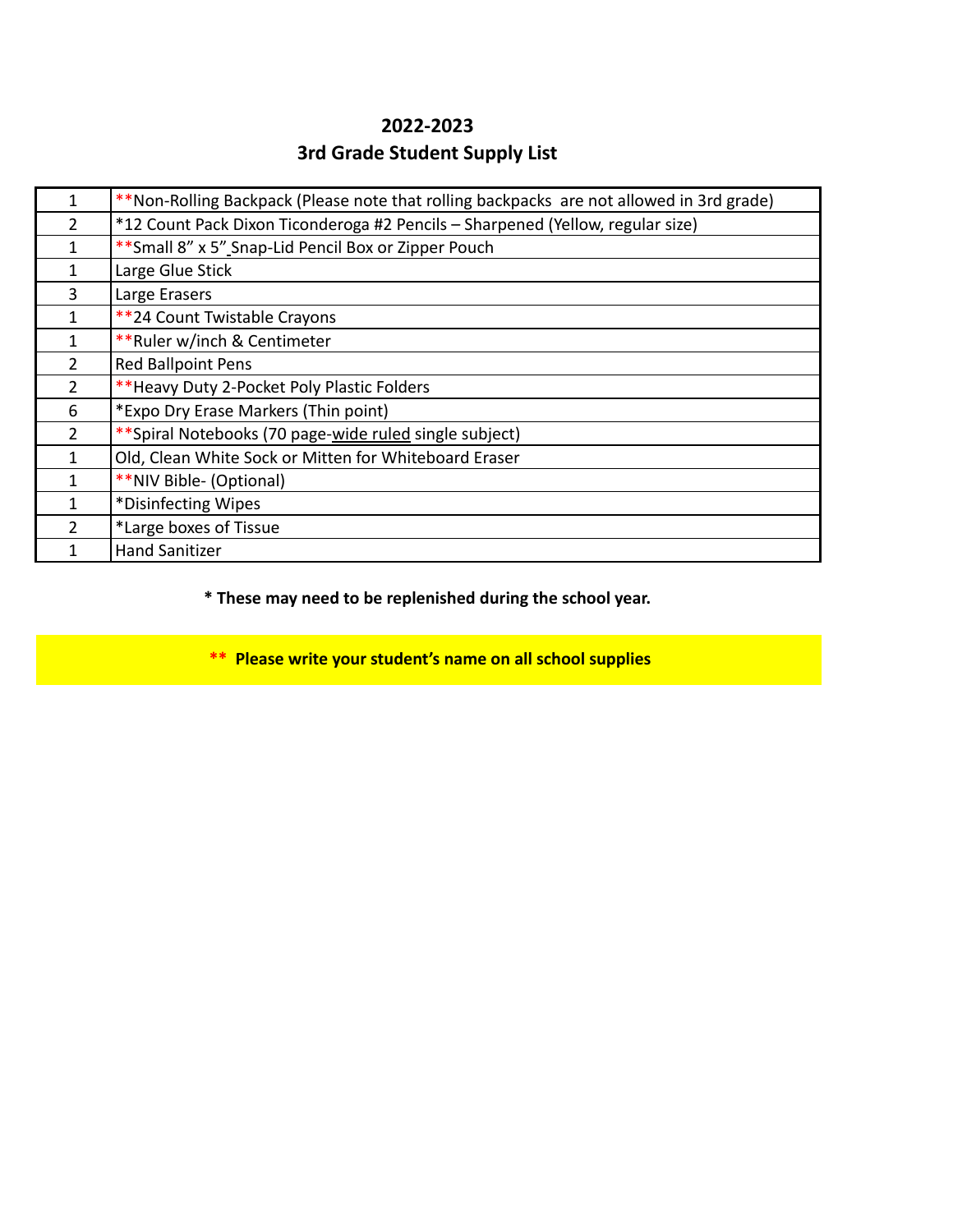# 2022-2023
# 3rd Grade Student Supply List

| Qty | Item |
|---|---|
| 1 | **Non-Rolling Backpack (Please note that rolling backpacks are not allowed in 3rd grade) |
| 2 | *12 Count Pack Dixon Ticonderoga #2 Pencils – Sharpened (Yellow, regular size) |
| 1 | **Small 8" x 5" Snap-Lid Pencil Box or Zipper Pouch |
| 1 | Large Glue Stick |
| 3 | Large Erasers |
| 1 | **24 Count Twistable Crayons |
| 1 | **Ruler w/inch & Centimeter |
| 2 | Red Ballpoint Pens |
| 2 | **Heavy Duty 2-Pocket Poly Plastic Folders |
| 6 | *Expo Dry Erase Markers (Thin point) |
| 2 | **Spiral Notebooks (70 page-wide ruled single subject) |
| 1 | Old, Clean White Sock or Mitten for Whiteboard Eraser |
| 1 | **NIV Bible- (Optional) |
| 1 | *Disinfecting Wipes |
| 2 | *Large boxes of Tissue |
| 1 | Hand Sanitizer |

**\* These may need to be replenished during the school year.**

**\*\* Please write your student's name on all school supplies**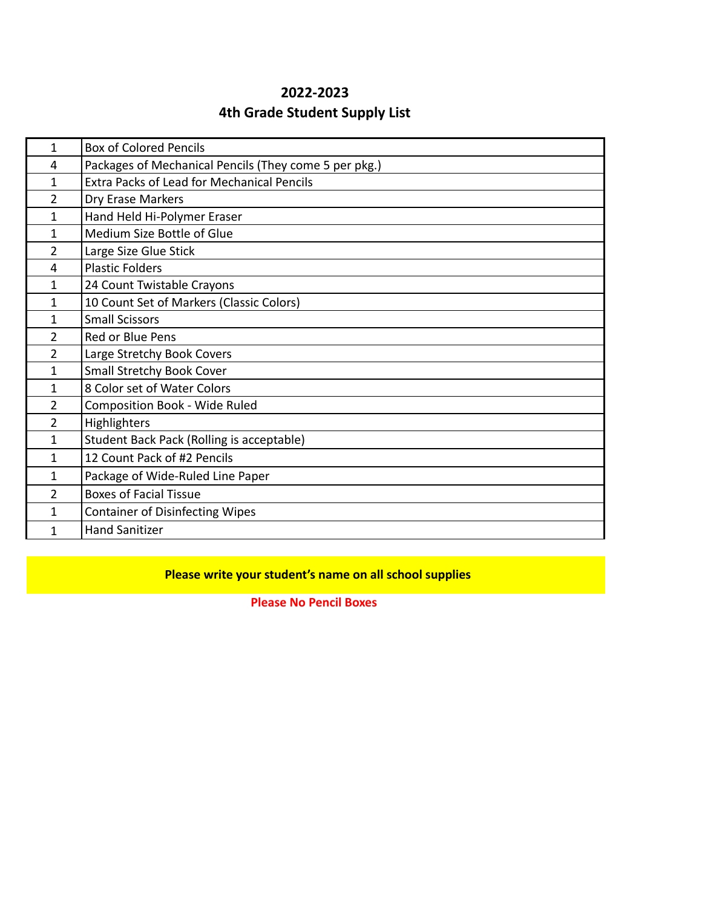## 2022-2023
## 4th Grade Student Supply List

| Qty | Item |
|---|---|
| 1 | Box of Colored Pencils |
| 4 | Packages of Mechanical Pencils (They come 5 per pkg.) |
| 1 | Extra Packs of Lead for Mechanical Pencils |
| 2 | Dry Erase Markers |
| 1 | Hand Held Hi-Polymer Eraser |
| 1 | Medium Size Bottle of Glue |
| 2 | Large Size Glue Stick |
| 4 | Plastic Folders |
| 1 | 24 Count Twistable Crayons |
| 1 | 10 Count Set of Markers (Classic Colors) |
| 1 | Small Scissors |
| 2 | Red or Blue Pens |
| 2 | Large Stretchy Book Covers |
| 1 | Small Stretchy Book Cover |
| 1 | 8 Color set of Water Colors |
| 2 | Composition Book - Wide Ruled |
| 2 | Highlighters |
| 1 | Student Back Pack (Rolling is acceptable) |
| 1 | 12 Count Pack of #2 Pencils |
| 1 | Package of Wide-Ruled Line Paper |
| 2 | Boxes of Facial Tissue |
| 1 | Container of Disinfecting Wipes |
| 1 | Hand Sanitizer |

**Please write your student's name on all school supplies**

**Please No Pencil Boxes**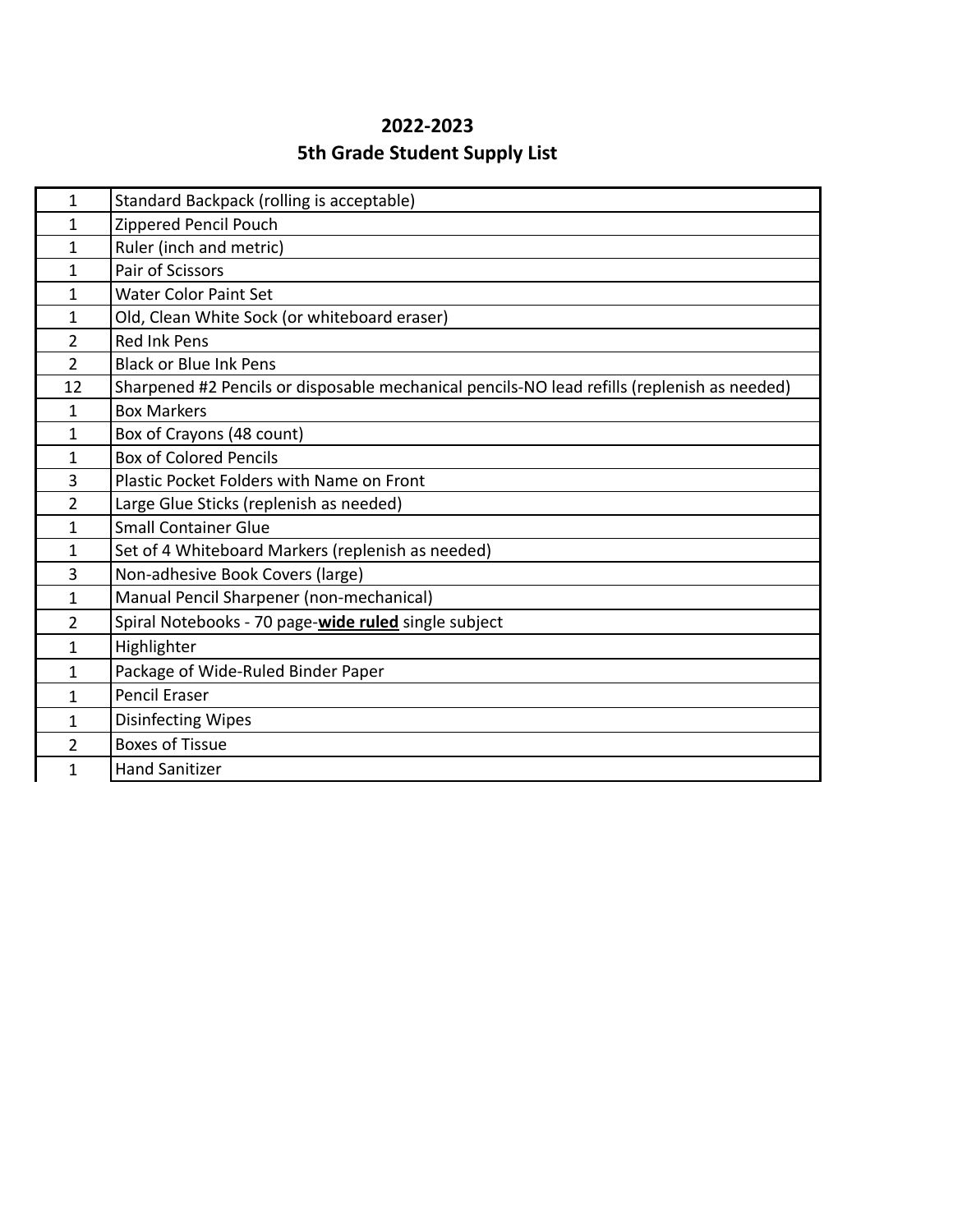# 2022-2023
# 5th Grade Student Supply List

| | |
|---|---|
| 1 | Standard Backpack (rolling is acceptable) |
| 1 | Zippered Pencil Pouch |
| 1 | Ruler (inch and metric) |
| 1 | Pair of Scissors |
| 1 | Water Color Paint Set |
| 1 | Old, Clean White Sock (or whiteboard eraser) |
| 2 | Red Ink Pens |
| 2 | Black or Blue Ink Pens |
| 12 | Sharpened #2 Pencils or disposable mechanical pencils-NO lead refills (replenish as needed) |
| 1 | Box Markers |
| 1 | Box of Crayons (48 count) |
| 1 | Box of Colored Pencils |
| 3 | Plastic Pocket Folders with Name on Front |
| 2 | Large Glue Sticks (replenish as needed) |
| 1 | Small Container Glue |
| 1 | Set of 4 Whiteboard Markers (replenish as needed) |
| 3 | Non-adhesive Book Covers (large) |
| 1 | Manual Pencil Sharpener (non-mechanical) |
| 2 | Spiral Notebooks - 70 page-**wide ruled** single subject |
| 1 | Highlighter |
| 1 | Package of Wide-Ruled Binder Paper |
| 1 | Pencil Eraser |
| 1 | Disinfecting Wipes |
| 2 | Boxes of Tissue |
| 1 | Hand Sanitizer |